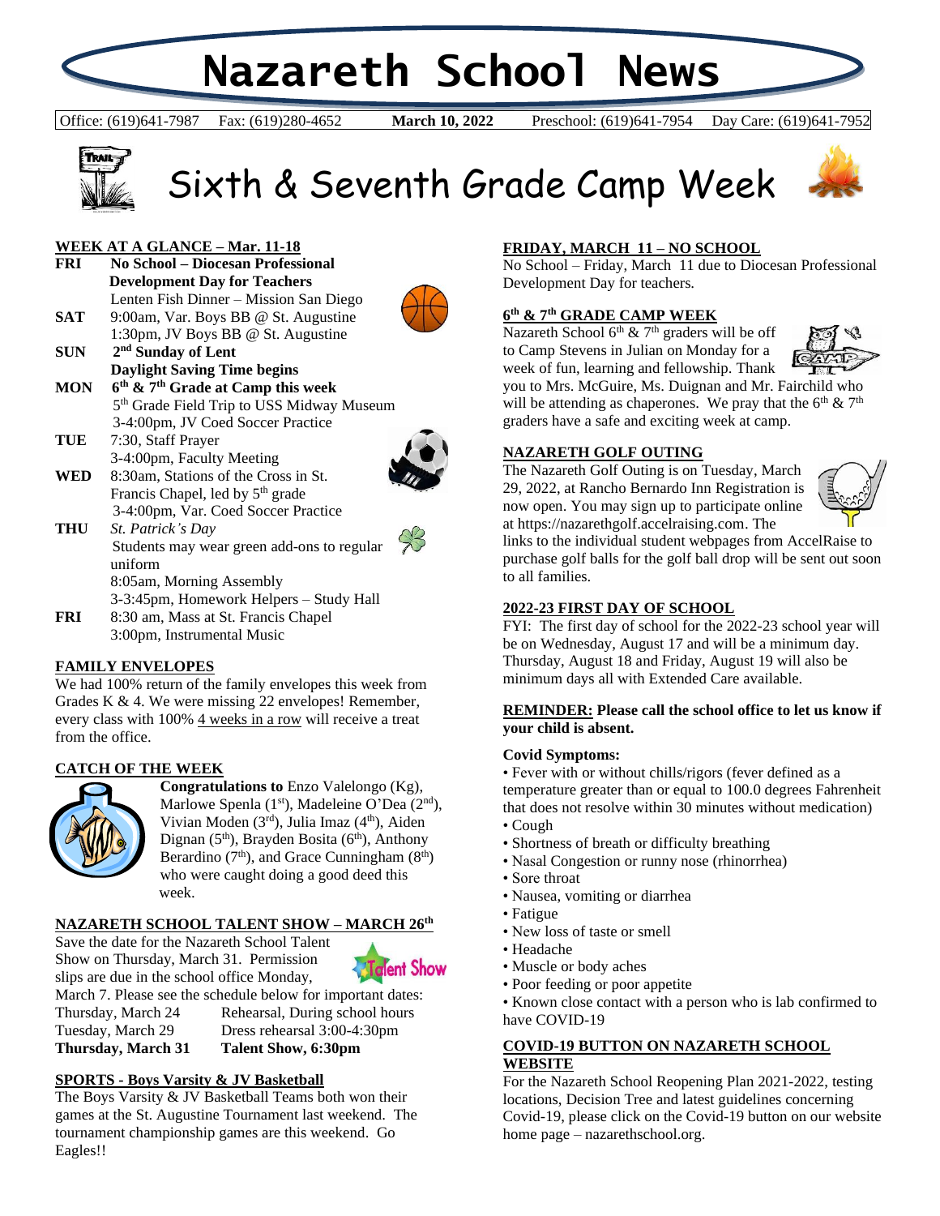# Nazareth School News

Office: (619)641-7987 Fax: (619)280-4652 **March 10, 2022** Preschool: (619)641-7954 Day Care: (619)641-7952

## Sixth & Seventh Grade Camp Week

### WEEK AT A GLANCE – Mar. 11-18

**FRI** **No School – Diocesan Professional Development Day for Teachers**
Lenten Fish Dinner – Mission San Diego

**SAT** 9:00am, Var. Boys BB @ St. Augustine
1:30pm, JV Boys BB @ St. Augustine

**SUN** **2nd Sunday of Lent**
**Daylight Saving Time begins**

**MON** **6th & 7th Grade at Camp this week**
5th Grade Field Trip to USS Midway Museum
3-4:00pm, JV Coed Soccer Practice

**TUE** 7:30, Staff Prayer
3-4:00pm, Faculty Meeting

**WED** 8:30am, Stations of the Cross in St. Francis Chapel, led by 5th grade
3-4:00pm, Var. Coed Soccer Practice

**THU** *St. Patrick's Day*
Students may wear green add-ons to regular uniform
8:05am, Morning Assembly
3-3:45pm, Homework Helpers – Study Hall

**FRI** 8:30 am, Mass at St. Francis Chapel
3:00pm, Instrumental Music

### FAMILY ENVELOPES

We had 100% return of the family envelopes this week from Grades K & 4. We were missing 22 envelopes! Remember, every class with 100% 4 weeks in a row will receive a treat from the office.

### CATCH OF THE WEEK

**Congratulations to** Enzo Valelongo (Kg), Marlowe Spenla (1st), Madeleine O'Dea (2nd), Vivian Moden (3rd), Julia Imaz (4th), Aiden Dignan (5th), Brayden Bosita (6th), Anthony Berardino (7th), and Grace Cunningham (8th) who were caught doing a good deed this week.

### NAZARETH SCHOOL TALENT SHOW – MARCH 26th

Save the date for the Nazareth School Talent Show on Thursday, March 31. Permission slips are due in the school office Monday, March 7. Please see the schedule below for important dates:

| | |
|---|---|
| Thursday, March 24 | Rehearsal, During school hours |
| Tuesday, March 29 | Dress rehearsal 3:00-4:30pm |
| **Thursday, March 31** | **Talent Show, 6:30pm** |

### SPORTS - Boys Varsity & JV Basketball

The Boys Varsity & JV Basketball Teams both won their games at the St. Augustine Tournament last weekend. The tournament championship games are this weekend. Go Eagles!!

### FRIDAY, MARCH 11 – NO SCHOOL

No School – Friday, March 11 due to Diocesan Professional Development Day for teachers.

### 6th & 7th GRADE CAMP WEEK

Nazareth School 6th & 7th graders will be off to Camp Stevens in Julian on Monday for a week of fun, learning and fellowship. Thank you to Mrs. McGuire, Ms. Duignan and Mr. Fairchild who will be attending as chaperones. We pray that the 6th & 7th graders have a safe and exciting week at camp.

### NAZARETH GOLF OUTING

The Nazareth Golf Outing is on Tuesday, March 29, 2022, at Rancho Bernardo Inn Registration is now open. You may sign up to participate online at https://nazarethgolf.accelraising.com. The links to the individual student webpages from AccelRaise to purchase golf balls for the golf ball drop will be sent out soon to all families.

### 2022-23 FIRST DAY OF SCHOOL

FYI: The first day of school for the 2022-23 school year will be on Wednesday, August 17 and will be a minimum day. Thursday, August 18 and Friday, August 19 will also be minimum days all with Extended Care available.

**REMINDER: Please call the school office to let us know if your child is absent.**

**Covid Symptoms:**

- Fever with or without chills/rigors (fever defined as a temperature greater than or equal to 100.0 degrees Fahrenheit that does not resolve within 30 minutes without medication)
- Cough
- Shortness of breath or difficulty breathing
- Nasal Congestion or runny nose (rhinorrhea)
- Sore throat
- Nausea, vomiting or diarrhea
- Fatigue
- New loss of taste or smell
- Headache
- Muscle or body aches
- Poor feeding or poor appetite
- Known close contact with a person who is lab confirmed to have COVID-19

### COVID-19 BUTTON ON NAZARETH SCHOOL WEBSITE

For the Nazareth School Reopening Plan 2021-2022, testing locations, Decision Tree and latest guidelines concerning Covid-19, please click on the Covid-19 button on our website home page – nazarethschool.org.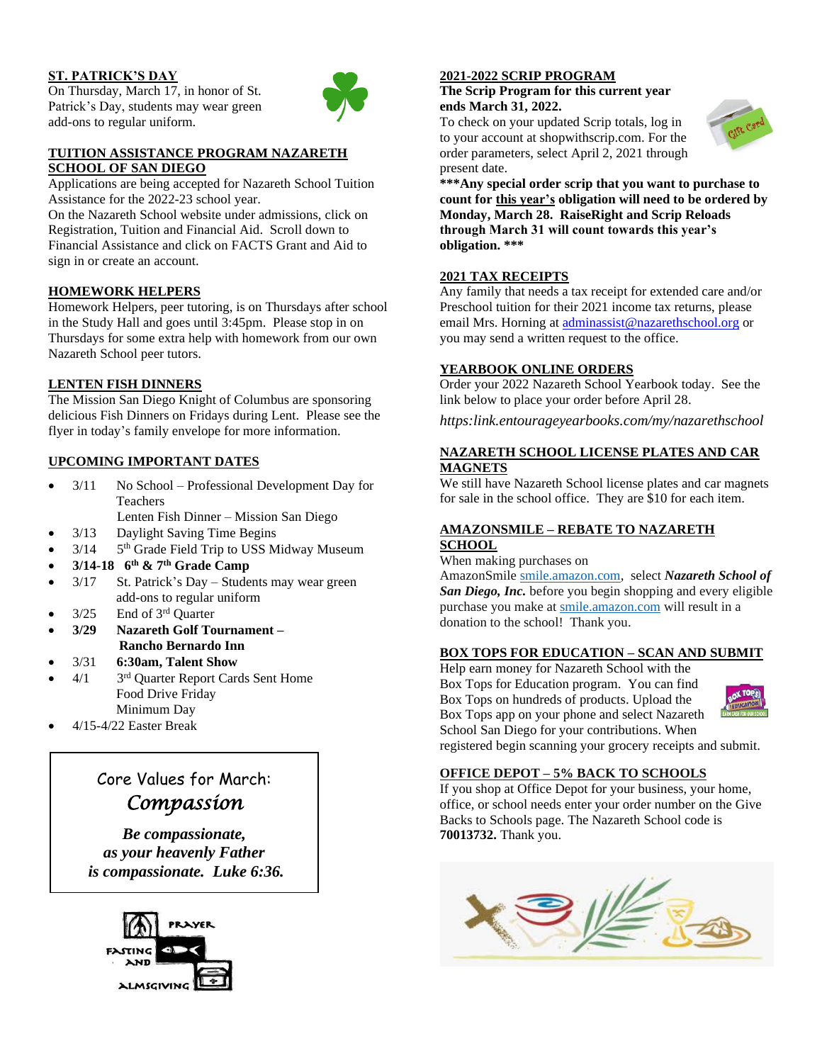## ST. PATRICK'S DAY

On Thursday, March 17, in honor of St. Patrick's Day, students may wear green add-ons to regular uniform.

## TUITION ASSISTANCE PROGRAM NAZARETH SCHOOL OF SAN DIEGO

Applications are being accepted for Nazareth School Tuition Assistance for the 2022-23 school year.

On the Nazareth School website under admissions, click on Registration, Tuition and Financial Aid. Scroll down to Financial Assistance and click on FACTS Grant and Aid to sign in or create an account.

## HOMEWORK HELPERS

Homework Helpers, peer tutoring, is on Thursdays after school in the Study Hall and goes until 3:45pm. Please stop in on Thursdays for some extra help with homework from our own Nazareth School peer tutors.

## LENTEN FISH DINNERS

The Mission San Diego Knight of Columbus are sponsoring delicious Fish Dinners on Fridays during Lent. Please see the flyer in today's family envelope for more information.

## UPCOMING IMPORTANT DATES

- 3/11 No School – Professional Development Day for Teachers
  Lenten Fish Dinner – Mission San Diego
- 3/13 Daylight Saving Time Begins
- 3/14 5th Grade Field Trip to USS Midway Museum
- **3/14-18 6th & 7th Grade Camp**
- 3/17 St. Patrick's Day – Students may wear green add-ons to regular uniform
- 3/25 End of 3rd Quarter
- **3/29 Nazareth Golf Tournament – Rancho Bernardo Inn**
- 3/31 **6:30am, Talent Show**
- 4/1 3rd Quarter Report Cards Sent Home
  Food Drive Friday
  Minimum Day
- 4/15-4/22 Easter Break

Core Values for March:
*Compassion*

***Be compassionate, as your heavenly Father is compassionate. Luke 6:36.***

PRAYER
FASTING AND
ALMSGIVING

## 2021-2022 SCRIP PROGRAM

**The Scrip Program for this current year ends March 31, 2022.**

To check on your updated Scrip totals, log in to your account at shopwithscrip.com. For the order parameters, select April 2, 2021 through present date.

**\*\*\*Any special order scrip that you want to purchase to count for this year's obligation will need to be ordered by Monday, March 28. RaiseRight and Scrip Reloads through March 31 will count towards this year's obligation. \*\*\***

## 2021 TAX RECEIPTS

Any family that needs a tax receipt for extended care and/or Preschool tuition for their 2021 income tax returns, please email Mrs. Horning at adminassist@nazarethschool.org or you may send a written request to the office.

## YEARBOOK ONLINE ORDERS

Order your 2022 Nazareth School Yearbook today. See the link below to place your order before April 28.

*https:link.entourageyearbooks.com/my/nazarethschool*

## NAZARETH SCHOOL LICENSE PLATES AND CAR MAGNETS

We still have Nazareth School license plates and car magnets for sale in the school office. They are $10 for each item.

## AMAZONSMILE – REBATE TO NAZARETH SCHOOL

When making purchases on AmazonSmile smile.amazon.com, select ***Nazareth School of San Diego, Inc.*** before you begin shopping and every eligible purchase you make at smile.amazon.com will result in a donation to the school! Thank you.

## BOX TOPS FOR EDUCATION – SCAN AND SUBMIT

Help earn money for Nazareth School with the Box Tops for Education program. You can find Box Tops on hundreds of products. Upload the Box Tops app on your phone and select Nazareth School San Diego for your contributions. When registered begin scanning your grocery receipts and submit.

## OFFICE DEPOT – 5% BACK TO SCHOOLS

If you shop at Office Depot for your business, your home, office, or school needs enter your order number on the Give Backs to Schools page. The Nazareth School code is **70013732.** Thank you.